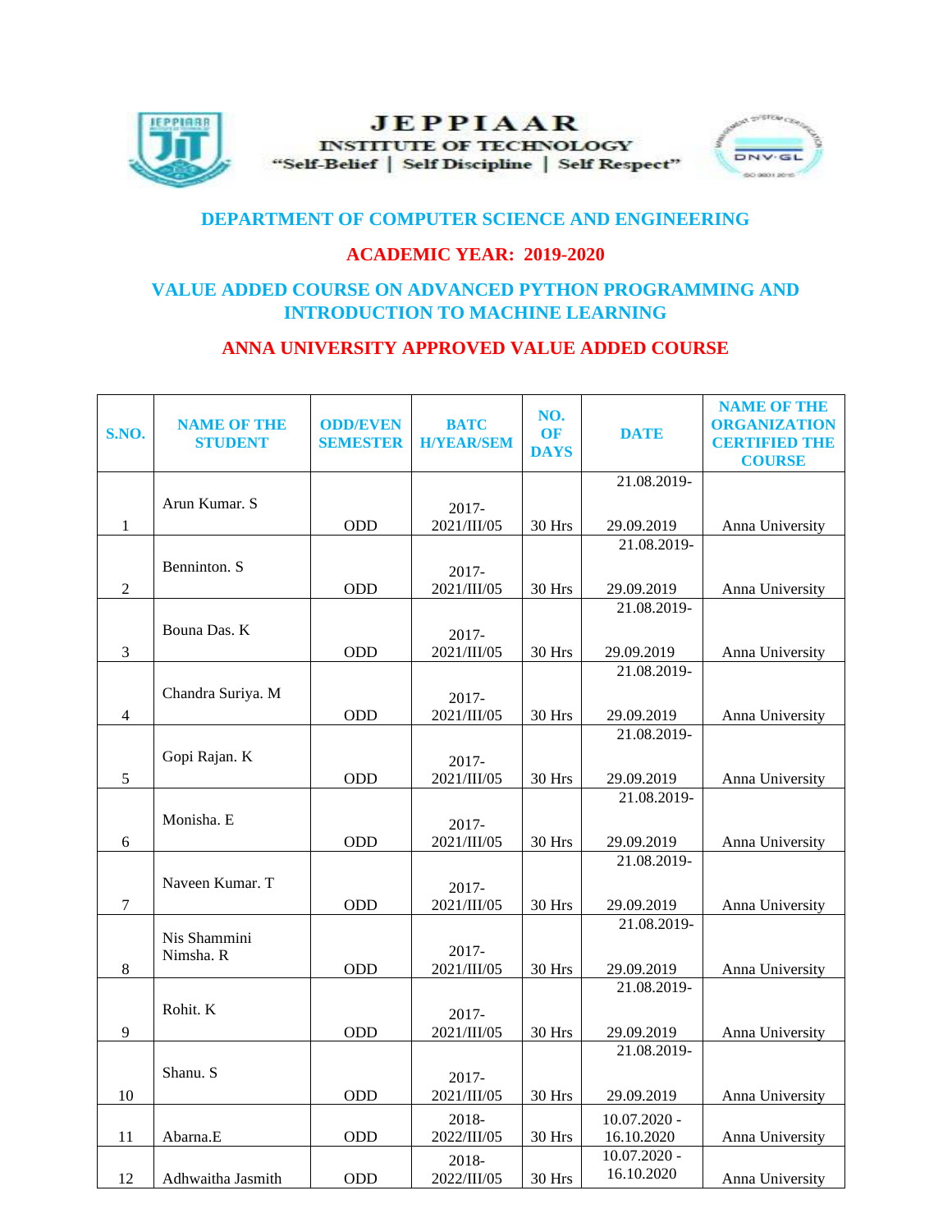**JEPPIAAR**

**INSTITUTE OF TECHNOLOGY**

"Self-Belief | Self Discipline | Self Respect"

## DEPARTMENT OF COMPUTER SCIENCE AND ENGINEERING

## ACADEMIC YEAR: 2019-2020

## VALUE ADDED COURSE ON ADVANCED PYTHON PROGRAMMING AND INTRODUCTION TO MACHINE LEARNING

## ANNA UNIVERSITY APPROVED VALUE ADDED COURSE

| S.NO. | NAME OF THE STUDENT | ODD/EVEN SEMESTER | BATCH/YEAR/SEM | NO. OF DAYS | DATE | NAME OF THE ORGANIZATION CERTIFIED THE COURSE |
|---|---|---|---|---|---|---|
| 1 | Arun Kumar. S | ODD | 2017-2021/III/05 | 30 Hrs | 21.08.2019-29.09.2019 | Anna University |
| 2 | Benninton. S | ODD | 2017-2021/III/05 | 30 Hrs | 21.08.2019-29.09.2019 | Anna University |
| 3 | Bouna Das. K | ODD | 2017-2021/III/05 | 30 Hrs | 21.08.2019-29.09.2019 | Anna University |
| 4 | Chandra Suriya. M | ODD | 2017-2021/III/05 | 30 Hrs | 21.08.2019-29.09.2019 | Anna University |
| 5 | Gopi Rajan. K | ODD | 2017-2021/III/05 | 30 Hrs | 21.08.2019-29.09.2019 | Anna University |
| 6 | Monisha. E | ODD | 2017-2021/III/05 | 30 Hrs | 21.08.2019-29.09.2019 | Anna University |
| 7 | Naveen Kumar. T | ODD | 2017-2021/III/05 | 30 Hrs | 21.08.2019-29.09.2019 | Anna University |
| 8 | Nis Shammini Nimsha. R | ODD | 2017-2021/III/05 | 30 Hrs | 21.08.2019-29.09.2019 | Anna University |
| 9 | Rohit. K | ODD | 2017-2021/III/05 | 30 Hrs | 21.08.2019-29.09.2019 | Anna University |
| 10 | Shanu. S | ODD | 2017-2021/III/05 | 30 Hrs | 21.08.2019-29.09.2019 | Anna University |
| 11 | Abarna.E | ODD | 2018-2022/III/05 | 30 Hrs | 10.07.2020 - 16.10.2020 | Anna University |
| 12 | Adhwaitha Jasmith | ODD | 2018-2022/III/05 | 30 Hrs | 10.07.2020 - 16.10.2020 | Anna University |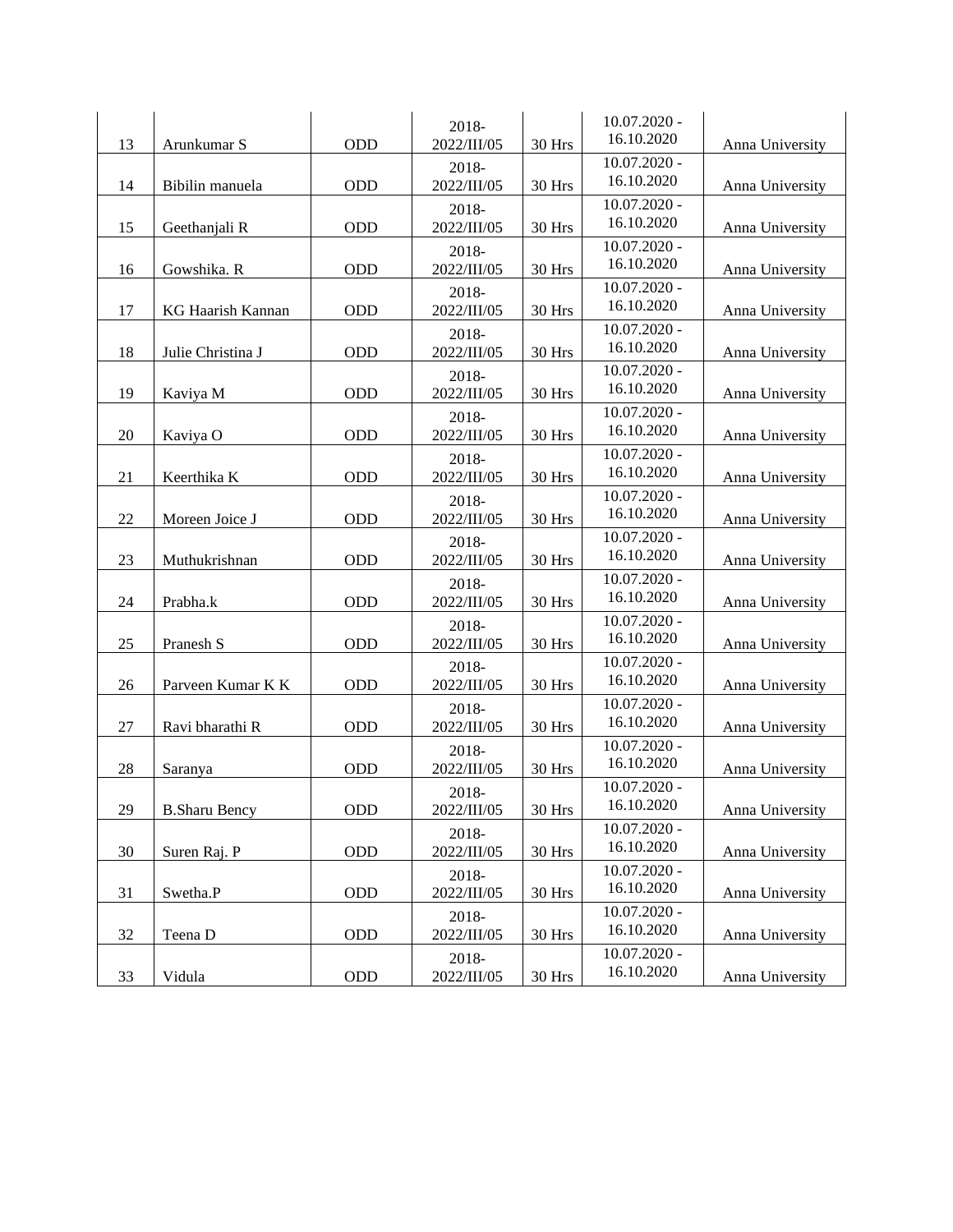| | | | | | | |
|---|---|---|---|---|---|---|
| 13 | Arunkumar S | ODD | 2018-2022/III/05 | 30 Hrs | 10.07.2020 - 16.10.2020 | Anna University |
| 14 | Bibilin manuela | ODD | 2018-2022/III/05 | 30 Hrs | 10.07.2020 - 16.10.2020 | Anna University |
| 15 | Geethanjali R | ODD | 2018-2022/III/05 | 30 Hrs | 10.07.2020 - 16.10.2020 | Anna University |
| 16 | Gowshika. R | ODD | 2018-2022/III/05 | 30 Hrs | 10.07.2020 - 16.10.2020 | Anna University |
| 17 | KG Haarish Kannan | ODD | 2018-2022/III/05 | 30 Hrs | 10.07.2020 - 16.10.2020 | Anna University |
| 18 | Julie Christina J | ODD | 2018-2022/III/05 | 30 Hrs | 10.07.2020 - 16.10.2020 | Anna University |
| 19 | Kaviya M | ODD | 2018-2022/III/05 | 30 Hrs | 10.07.2020 - 16.10.2020 | Anna University |
| 20 | Kaviya O | ODD | 2018-2022/III/05 | 30 Hrs | 10.07.2020 - 16.10.2020 | Anna University |
| 21 | Keerthika K | ODD | 2018-2022/III/05 | 30 Hrs | 10.07.2020 - 16.10.2020 | Anna University |
| 22 | Moreen Joice J | ODD | 2018-2022/III/05 | 30 Hrs | 10.07.2020 - 16.10.2020 | Anna University |
| 23 | Muthukrishnan | ODD | 2018-2022/III/05 | 30 Hrs | 10.07.2020 - 16.10.2020 | Anna University |
| 24 | Prabha.k | ODD | 2018-2022/III/05 | 30 Hrs | 10.07.2020 - 16.10.2020 | Anna University |
| 25 | Pranesh S | ODD | 2018-2022/III/05 | 30 Hrs | 10.07.2020 - 16.10.2020 | Anna University |
| 26 | Parveen Kumar K K | ODD | 2018-2022/III/05 | 30 Hrs | 10.07.2020 - 16.10.2020 | Anna University |
| 27 | Ravi bharathi R | ODD | 2018-2022/III/05 | 30 Hrs | 10.07.2020 - 16.10.2020 | Anna University |
| 28 | Saranya | ODD | 2018-2022/III/05 | 30 Hrs | 10.07.2020 - 16.10.2020 | Anna University |
| 29 | B.Sharu Bency | ODD | 2018-2022/III/05 | 30 Hrs | 10.07.2020 - 16.10.2020 | Anna University |
| 30 | Suren Raj. P | ODD | 2018-2022/III/05 | 30 Hrs | 10.07.2020 - 16.10.2020 | Anna University |
| 31 | Swetha.P | ODD | 2018-2022/III/05 | 30 Hrs | 10.07.2020 - 16.10.2020 | Anna University |
| 32 | Teena D | ODD | 2018-2022/III/05 | 30 Hrs | 10.07.2020 - 16.10.2020 | Anna University |
| 33 | Vidula | ODD | 2018-2022/III/05 | 30 Hrs | 10.07.2020 - 16.10.2020 | Anna University |